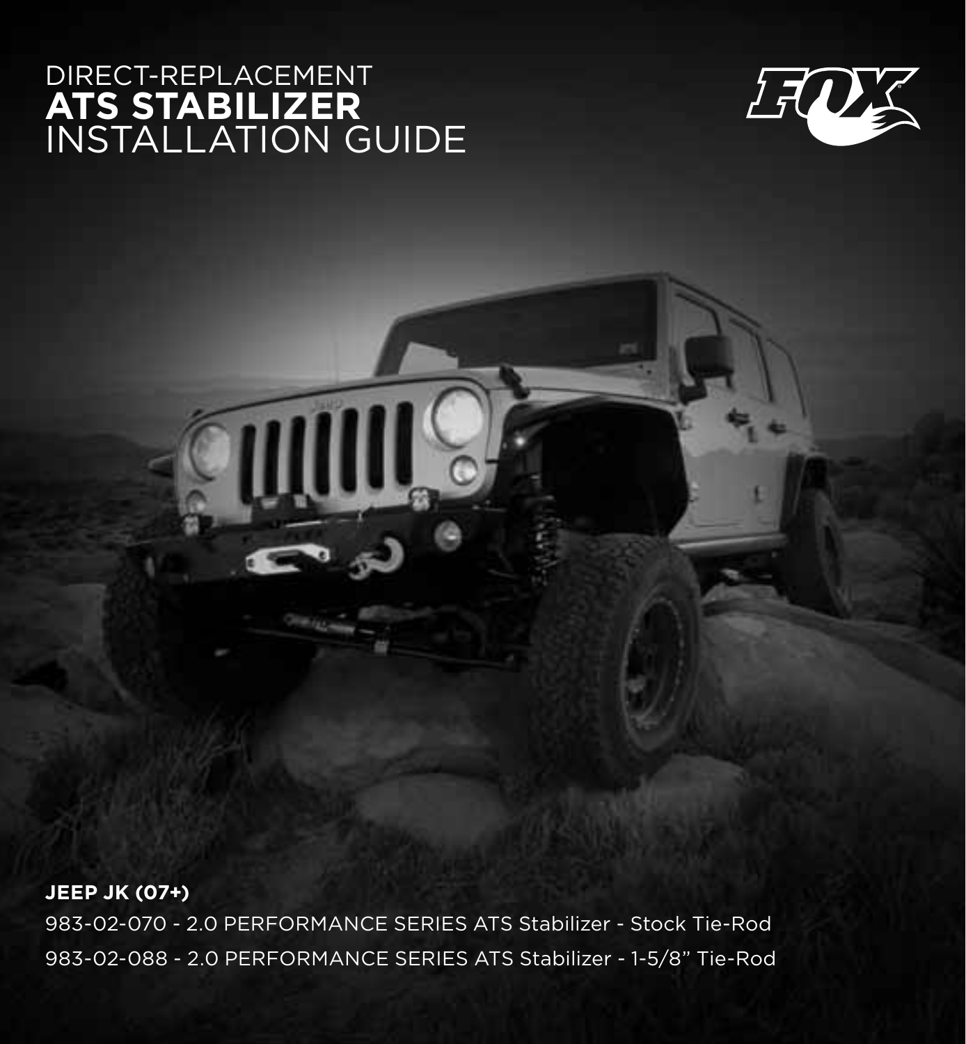# DIRECT-REPLACEMENT **ATS STABILIZER** INSTALLATION GUIDE

FOX

**JEEP JK (07+)**

983-02-070 - 2.0 PERFORMANCE SERIES ATS Stabilizer - Stock Tie-Rod

983-02-088 - 2.0 PERFORMANCE SERIES ATS Stabilizer - 1-5/8" Tie-Rod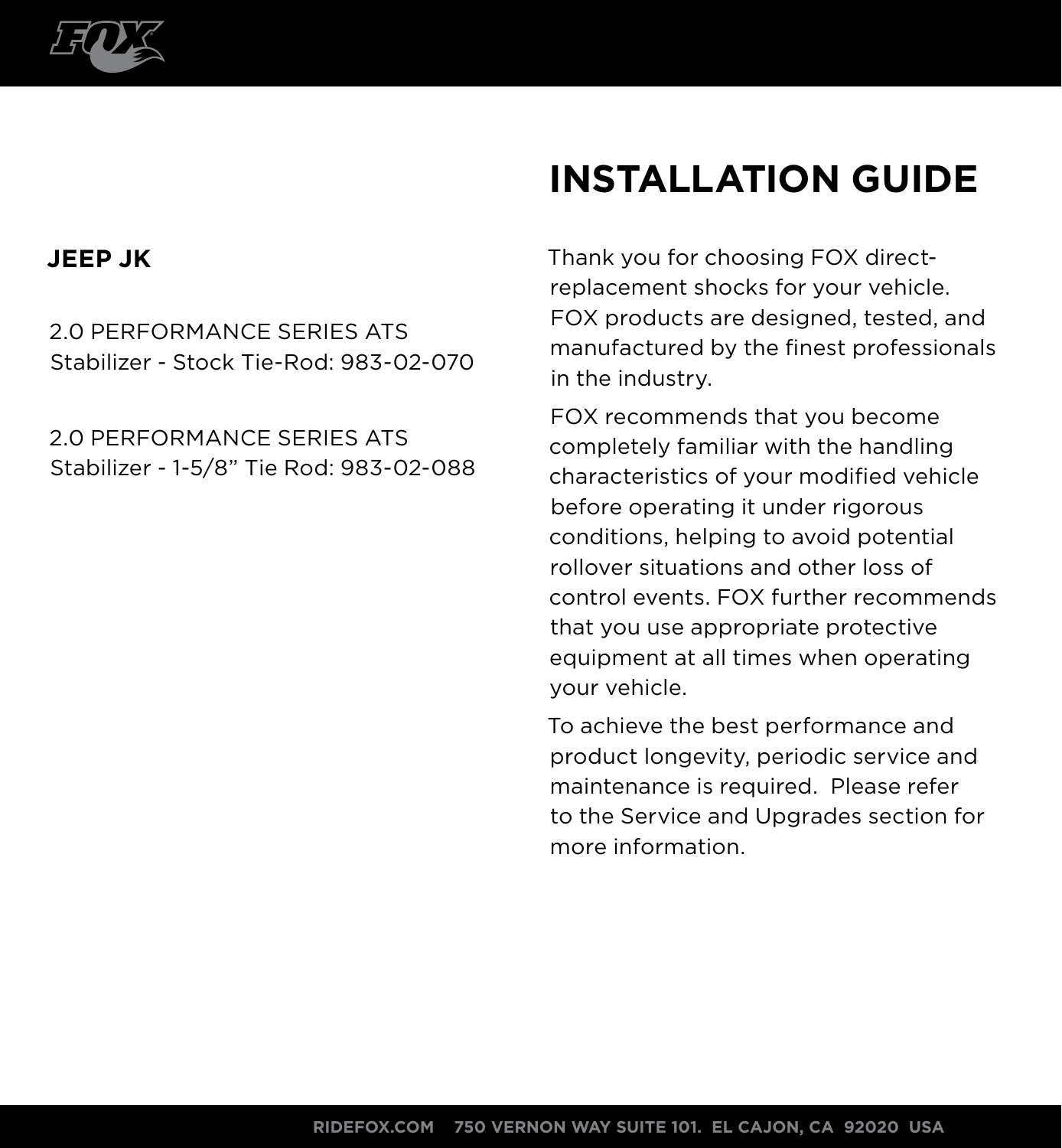# INSTALLATION GUIDE

## JEEP JK

2.0 PERFORMANCE SERIES ATS
Stabilizer - Stock Tie-Rod: 983-02-070

2.0 PERFORMANCE SERIES ATS
Stabilizer - 1-5/8" Tie Rod: 983-02-088

Thank you for choosing FOX direct-replacement shocks for your vehicle. FOX products are designed, tested, and manufactured by the finest professionals in the industry.

FOX recommends that you become completely familiar with the handling characteristics of your modified vehicle before operating it under rigorous conditions, helping to avoid potential rollover situations and other loss of control events. FOX further recommends that you use appropriate protective equipment at all times when operating your vehicle.

To achieve the best performance and product longevity, periodic service and maintenance is required. Please refer to the Service and Upgrades section for more information.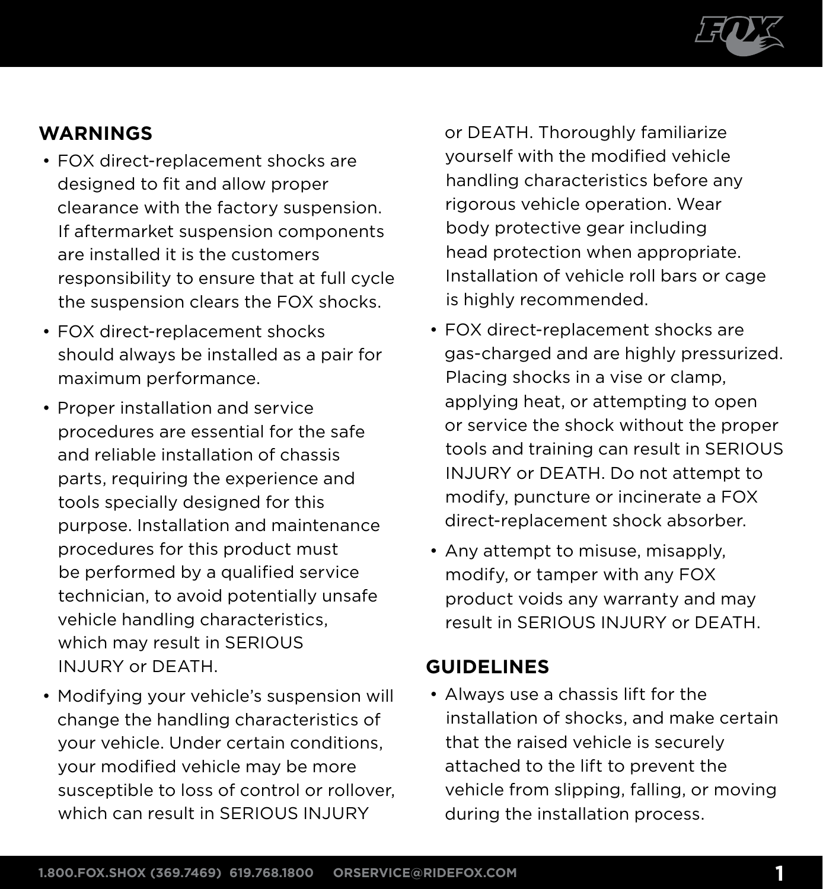## WARNINGS

- FOX direct-replacement shocks are designed to fit and allow proper clearance with the factory suspension. If aftermarket suspension components are installed it is the customers responsibility to ensure that at full cycle the suspension clears the FOX shocks.
- FOX direct-replacement shocks should always be installed as a pair for maximum performance.
- Proper installation and service procedures are essential for the safe and reliable installation of chassis parts, requiring the experience and tools specially designed for this purpose. Installation and maintenance procedures for this product must be performed by a qualified service technician, to avoid potentially unsafe vehicle handling characteristics, which may result in SERIOUS INJURY or DEATH.
- Modifying your vehicle's suspension will change the handling characteristics of your vehicle. Under certain conditions, your modified vehicle may be more susceptible to loss of control or rollover, which can result in SERIOUS INJURY or DEATH. Thoroughly familiarize yourself with the modified vehicle handling characteristics before any rigorous vehicle operation. Wear body protective gear including head protection when appropriate. Installation of vehicle roll bars or cage is highly recommended.
- FOX direct-replacement shocks are gas-charged and are highly pressurized. Placing shocks in a vise or clamp, applying heat, or attempting to open or service the shock without the proper tools and training can result in SERIOUS INJURY or DEATH. Do not attempt to modify, puncture or incinerate a FOX direct-replacement shock absorber.
- Any attempt to misuse, misapply, modify, or tamper with any FOX product voids any warranty and may result in SERIOUS INJURY or DEATH.

## GUIDELINES

- Always use a chassis lift for the installation of shocks, and make certain that the raised vehicle is securely attached to the lift to prevent the vehicle from slipping, falling, or moving during the installation process.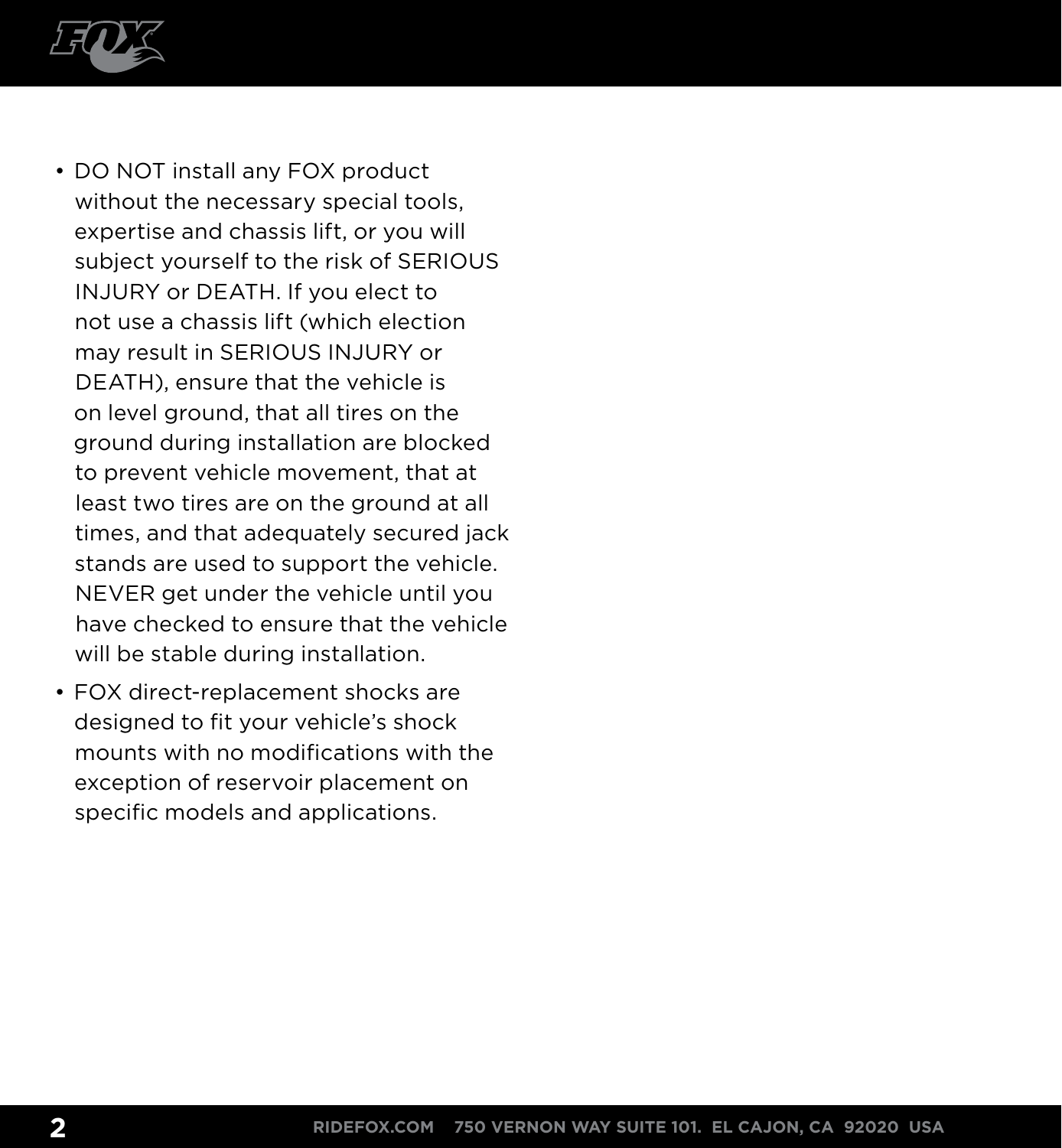- DO NOT install any FOX product without the necessary special tools, expertise and chassis lift, or you will subject yourself to the risk of SERIOUS INJURY or DEATH. If you elect to not use a chassis lift (which election may result in SERIOUS INJURY or DEATH), ensure that the vehicle is on level ground, that all tires on the ground during installation are blocked to prevent vehicle movement, that at least two tires are on the ground at all times, and that adequately secured jack stands are used to support the vehicle. NEVER get under the vehicle until you have checked to ensure that the vehicle will be stable during installation.
- FOX direct-replacement shocks are designed to fit your vehicle's shock mounts with no modifications with the exception of reservoir placement on specific models and applications.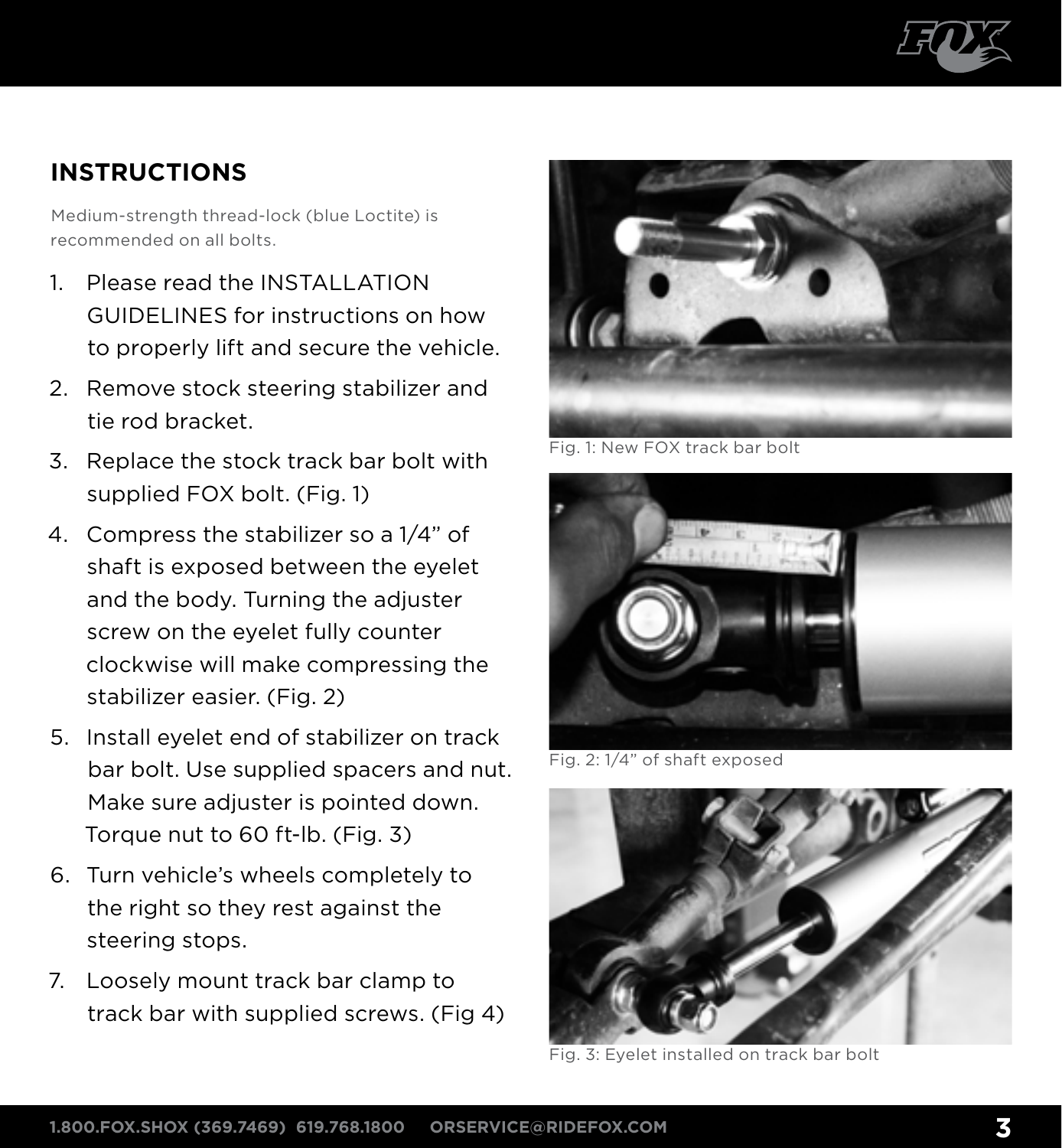## INSTRUCTIONS

Medium-strength thread-lock (blue Loctite) is recommended on all bolts.

1. Please read the INSTALLATION GUIDELINES for instructions on how to properly lift and secure the vehicle.
2. Remove stock steering stabilizer and tie rod bracket.
3. Replace the stock track bar bolt with supplied FOX bolt. (Fig. 1)
4. Compress the stabilizer so a 1/4" of shaft is exposed between the eyelet and the body. Turning the adjuster screw on the eyelet fully counter clockwise will make compressing the stabilizer easier. (Fig. 2)
5. Install eyelet end of stabilizer on track bar bolt. Use supplied spacers and nut. Make sure adjuster is pointed down. Torque nut to 60 ft-lb. (Fig. 3)
6. Turn vehicle's wheels completely to the right so they rest against the steering stops.
7. Loosely mount track bar clamp to track bar with supplied screws. (Fig 4)

Fig. 1: New FOX track bar bolt

Fig. 2: 1/4" of shaft exposed

Fig. 3: Eyelet installed on track bar bolt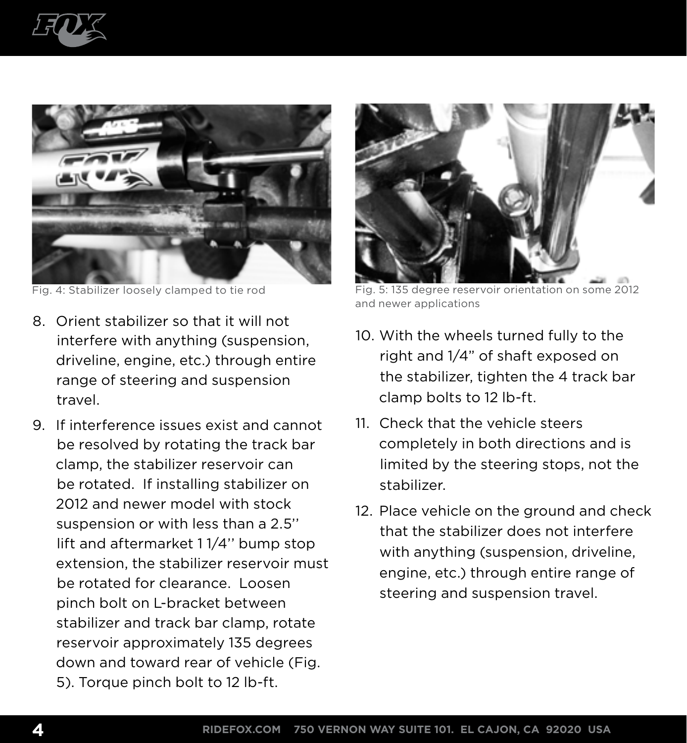Fig. 4: Stabilizer loosely clamped to tie rod

Fig. 5: 135 degree reservoir orientation on some 2012 and newer applications

8. Orient stabilizer so that it will not interfere with anything (suspension, driveline, engine, etc.) through entire range of steering and suspension travel.
9. If interference issues exist and cannot be resolved by rotating the track bar clamp, the stabilizer reservoir can be rotated. If installing stabilizer on 2012 and newer model with stock suspension or with less than a 2.5'' lift and aftermarket 1 1/4'' bump stop extension, the stabilizer reservoir must be rotated for clearance. Loosen pinch bolt on L-bracket between stabilizer and track bar clamp, rotate reservoir approximately 135 degrees down and toward rear of vehicle (Fig. 5). Torque pinch bolt to 12 lb-ft.
10. With the wheels turned fully to the right and 1/4" of shaft exposed on the stabilizer, tighten the 4 track bar clamp bolts to 12 lb-ft.
11. Check that the vehicle steers completely in both directions and is limited by the steering stops, not the stabilizer.
12. Place vehicle on the ground and check that the stabilizer does not interfere with anything (suspension, driveline, engine, etc.) through entire range of steering and suspension travel.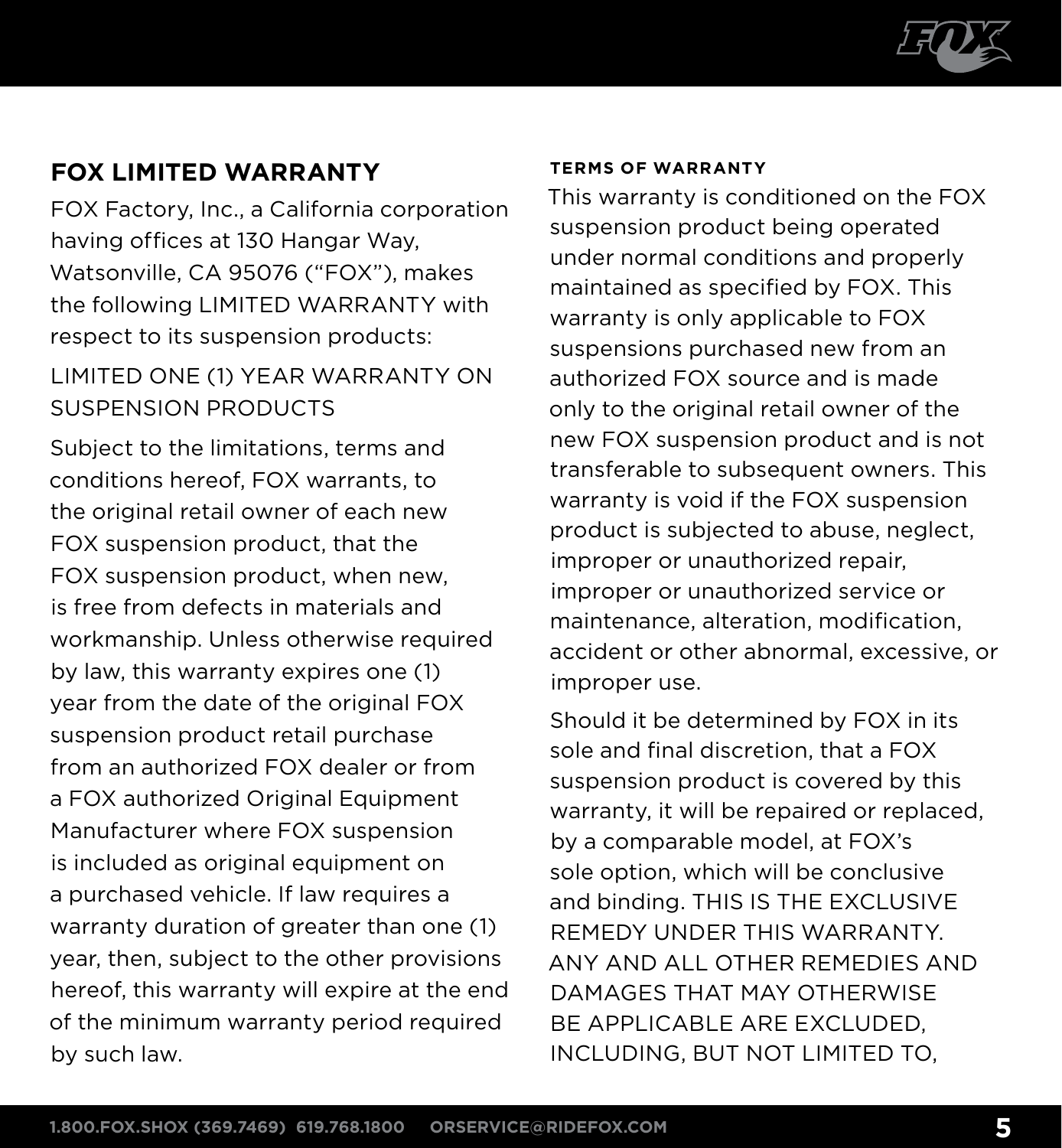## FOX LIMITED WARRANTY

FOX Factory, Inc., a California corporation having offices at 130 Hangar Way, Watsonville, CA 95076 ("FOX"), makes the following LIMITED WARRANTY with respect to its suspension products:

LIMITED ONE (1) YEAR WARRANTY ON SUSPENSION PRODUCTS

Subject to the limitations, terms and conditions hereof, FOX warrants, to the original retail owner of each new FOX suspension product, that the FOX suspension product, when new, is free from defects in materials and workmanship. Unless otherwise required by law, this warranty expires one (1) year from the date of the original FOX suspension product retail purchase from an authorized FOX dealer or from a FOX authorized Original Equipment Manufacturer where FOX suspension is included as original equipment on a purchased vehicle. If law requires a warranty duration of greater than one (1) year, then, subject to the other provisions hereof, this warranty will expire at the end of the minimum warranty period required by such law.

#### TERMS OF WARRANTY

This warranty is conditioned on the FOX suspension product being operated under normal conditions and properly maintained as specified by FOX. This warranty is only applicable to FOX suspensions purchased new from an authorized FOX source and is made only to the original retail owner of the new FOX suspension product and is not transferable to subsequent owners. This warranty is void if the FOX suspension product is subjected to abuse, neglect, improper or unauthorized repair, improper or unauthorized service or maintenance, alteration, modification, accident or other abnormal, excessive, or improper use.

Should it be determined by FOX in its sole and final discretion, that a FOX suspension product is covered by this warranty, it will be repaired or replaced, by a comparable model, at FOX's sole option, which will be conclusive and binding. THIS IS THE EXCLUSIVE REMEDY UNDER THIS WARRANTY. ANY AND ALL OTHER REMEDIES AND DAMAGES THAT MAY OTHERWISE BE APPLICABLE ARE EXCLUDED, INCLUDING, BUT NOT LIMITED TO,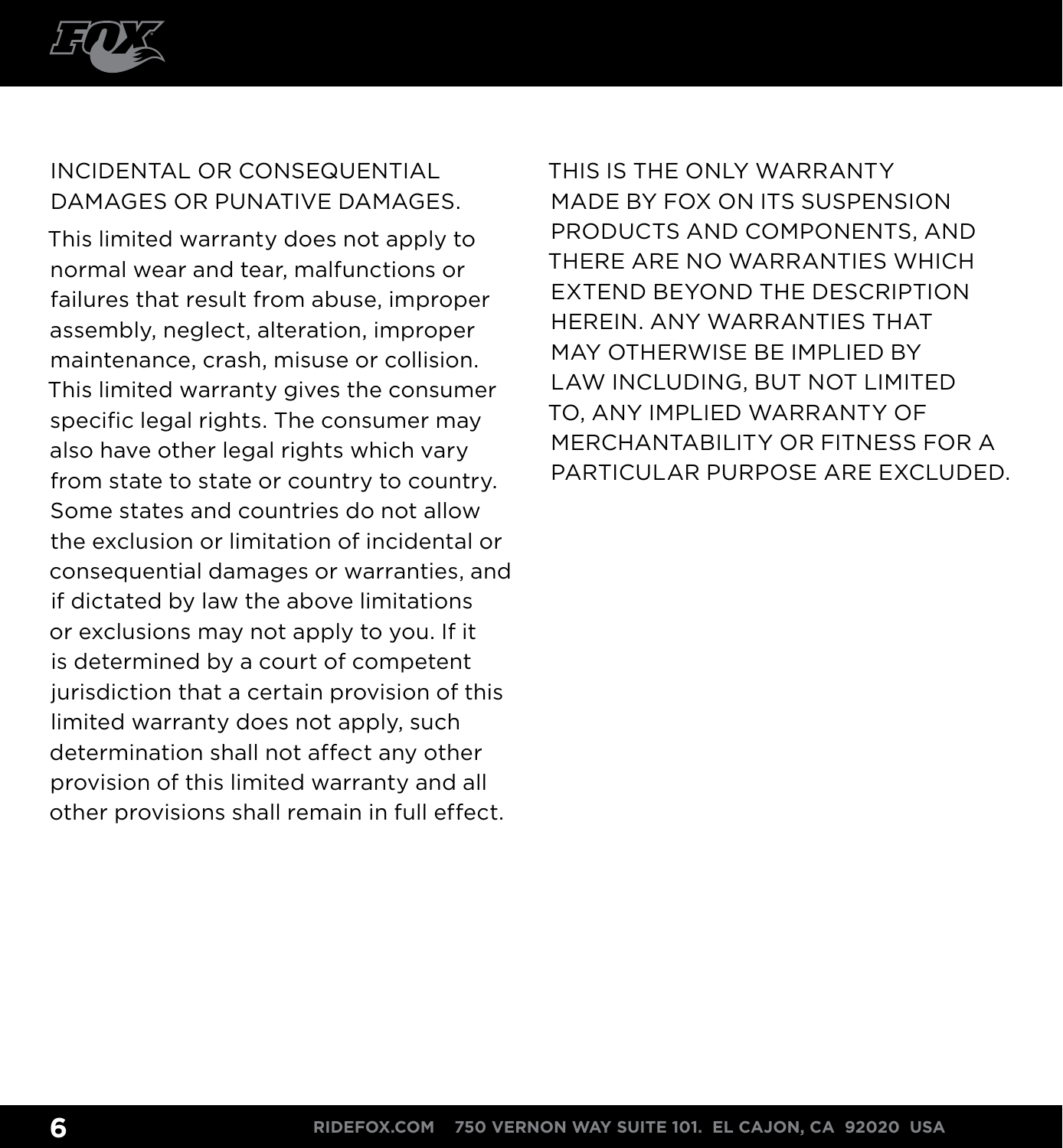INCIDENTAL OR CONSEQUENTIAL DAMAGES OR PUNATIVE DAMAGES.

This limited warranty does not apply to normal wear and tear, malfunctions or failures that result from abuse, improper assembly, neglect, alteration, improper maintenance, crash, misuse or collision. This limited warranty gives the consumer specific legal rights. The consumer may also have other legal rights which vary from state to state or country to country. Some states and countries do not allow the exclusion or limitation of incidental or consequential damages or warranties, and if dictated by law the above limitations or exclusions may not apply to you. If it is determined by a court of competent jurisdiction that a certain provision of this limited warranty does not apply, such determination shall not affect any other provision of this limited warranty and all other provisions shall remain in full effect.

THIS IS THE ONLY WARRANTY MADE BY FOX ON ITS SUSPENSION PRODUCTS AND COMPONENTS, AND THERE ARE NO WARRANTIES WHICH EXTEND BEYOND THE DESCRIPTION HEREIN. ANY WARRANTIES THAT MAY OTHERWISE BE IMPLIED BY LAW INCLUDING, BUT NOT LIMITED TO, ANY IMPLIED WARRANTY OF MERCHANTABILITY OR FITNESS FOR A PARTICULAR PURPOSE ARE EXCLUDED.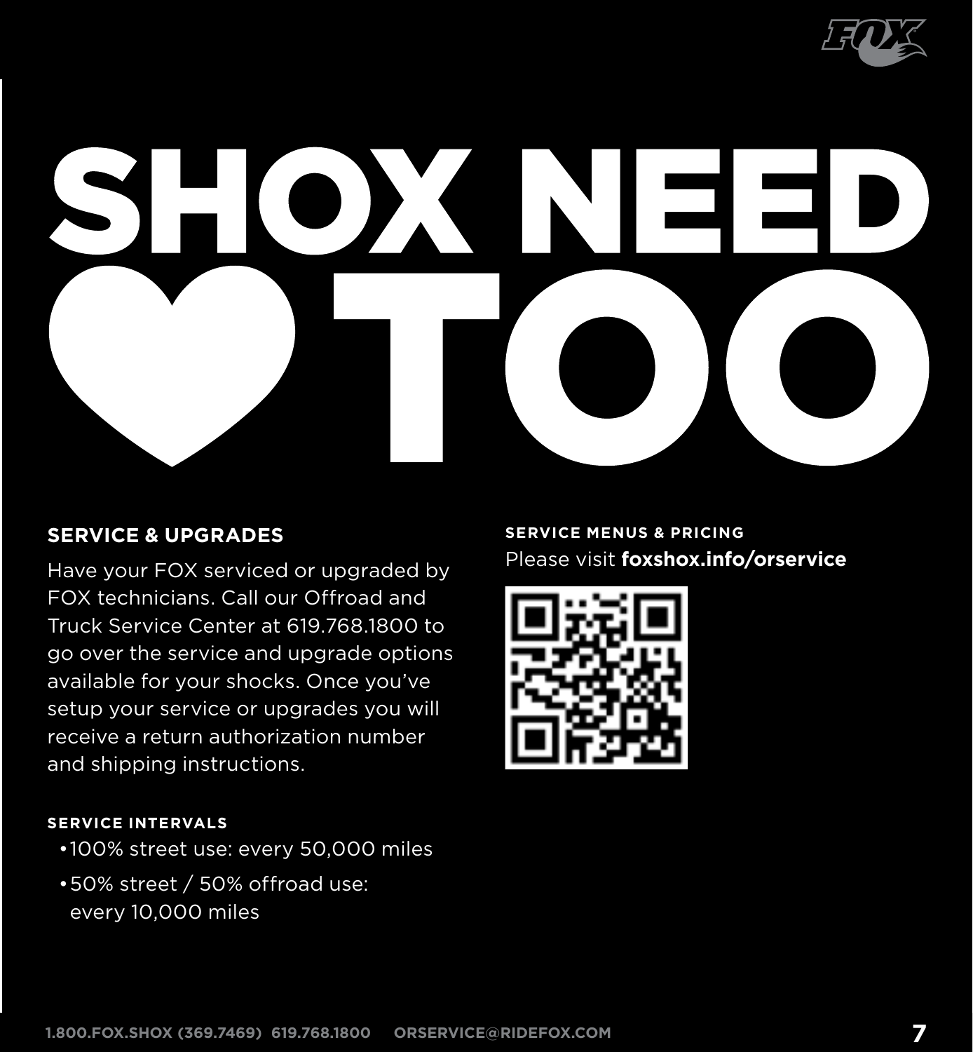# SHOX NEED ♥ TOO

## SERVICE & UPGRADES

Have your FOX serviced or upgraded by FOX technicians. Call our Offroad and Truck Service Center at 619.768.1800 to go over the service and upgrade options available for your shocks. Once you've setup your service or upgrades you will receive a return authorization number and shipping instructions.

### SERVICE INTERVALS

- 100% street use: every 50,000 miles
- 50% street / 50% offroad use: every 10,000 miles

### SERVICE MENUS & PRICING

Please visit **foxshox.info/orservice**

1.800.FOX.SHOX (369.7469) 619.768.1800 ORSERVICE@RIDEFOX.COM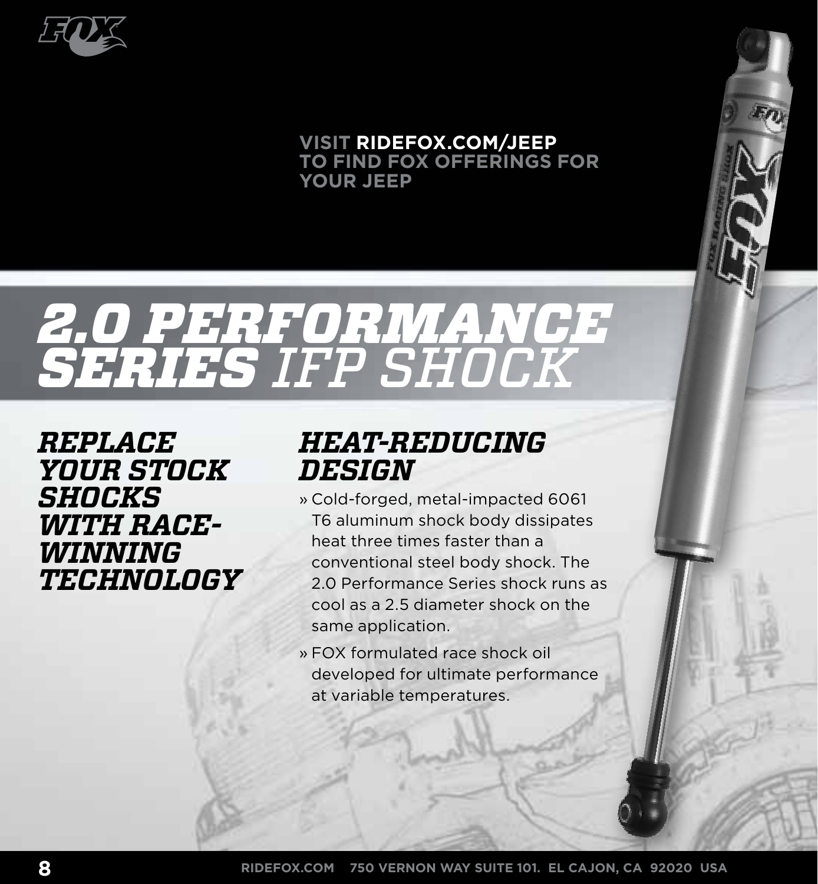VISIT **RIDEFOX.COM/JEEP** TO FIND FOX OFFERINGS FOR YOUR JEEP

# 2.0 PERFORMANCE SERIES IFP SHOCK

## REPLACE YOUR STOCK SHOCKS WITH RACE-WINNING TECHNOLOGY

## HEAT-REDUCING DESIGN

- Cold-forged, metal-impacted 6061 T6 aluminum shock body dissipates heat three times faster than a conventional steel body shock. The 2.0 Performance Series shock runs as cool as a 2.5 diameter shock on the same application.
- FOX formulated race shock oil developed for ultimate performance at variable temperatures.

RIDEFOX.COM 750 VERNON WAY SUITE 101. EL CAJON, CA 92020 USA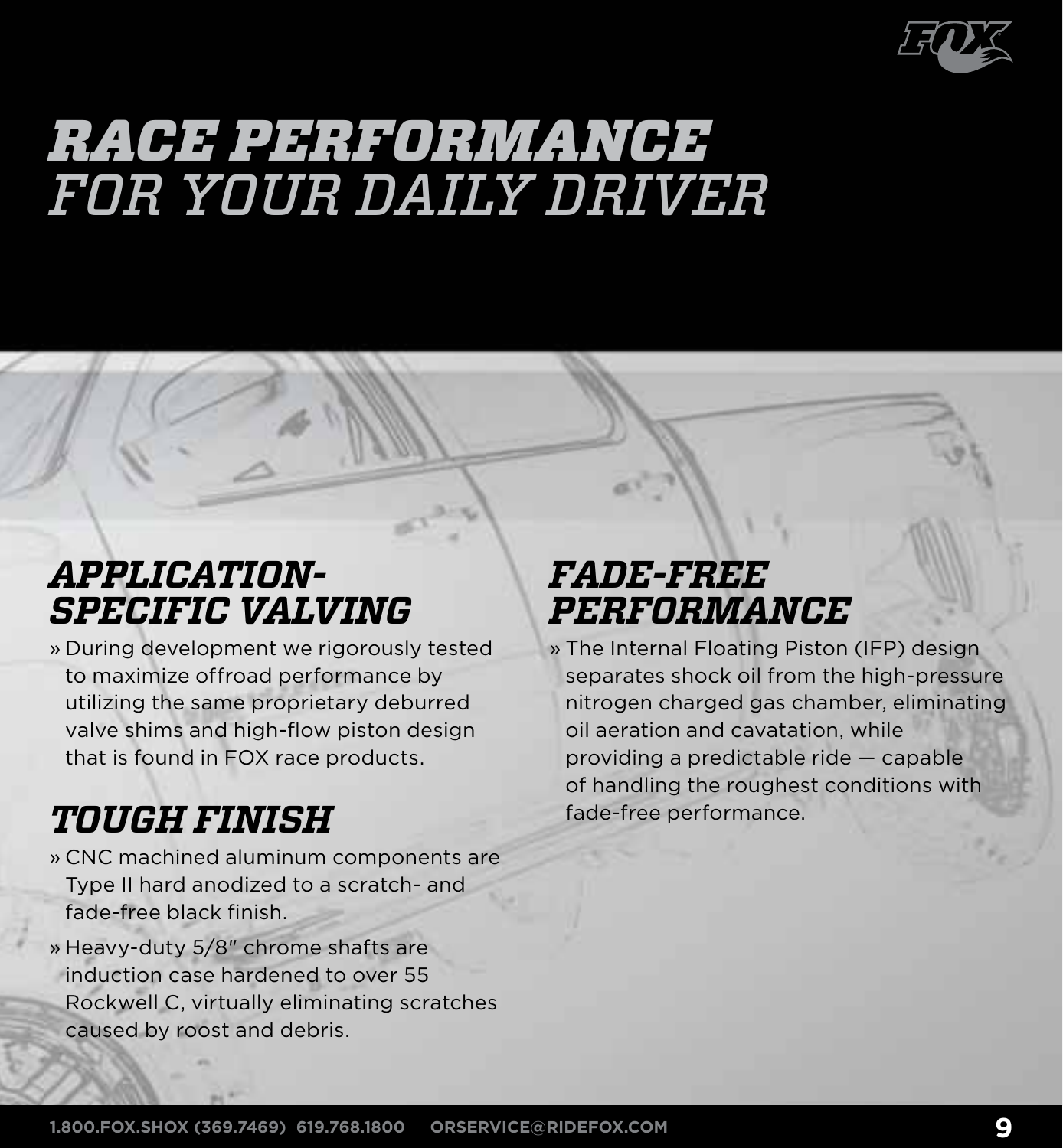# RACE PERFORMANCE
# *FOR YOUR DAILY DRIVER*

## APPLICATION-SPECIFIC VALVING

» During development we rigorously tested to maximize offroad performance by utilizing the same proprietary deburred valve shims and high-flow piston design that is found in FOX race products.

## TOUGH FINISH

» CNC machined aluminum components are Type II hard anodized to a scratch- and fade-free black finish.

» Heavy-duty 5/8″ chrome shafts are induction case hardened to over 55 Rockwell C, virtually eliminating scratches caused by roost and debris.

## FADE-FREE PERFORMANCE

» The Internal Floating Piston (IFP) design separates shock oil from the high-pressure nitrogen charged gas chamber, eliminating oil aeration and cavatation, while providing a predictable ride — capable of handling the roughest conditions with fade-free performance.

1.800.FOX.SHOX (369.7469) 619.768.1800 ORSERVICE@RIDEFOX.COM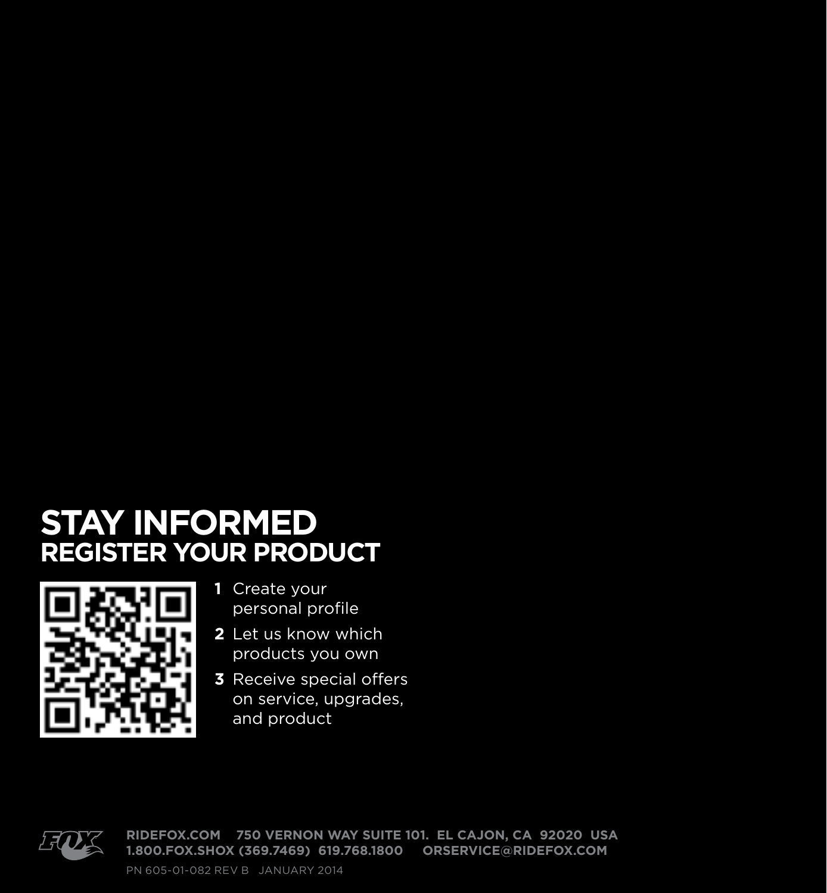# STAY INFORMED

## REGISTER YOUR PRODUCT

1. Create your personal profile
2. Let us know which products you own
3. Receive special offers on service, upgrades, and product

**RIDEFOX.COM 750 VERNON WAY SUITE 101. EL CAJON, CA 92020 USA**
**1.800.FOX.SHOX (369.7469) 619.768.1800 ORSERVICE@RIDEFOX.COM**

PN 605-01-082 REV B JANUARY 2014